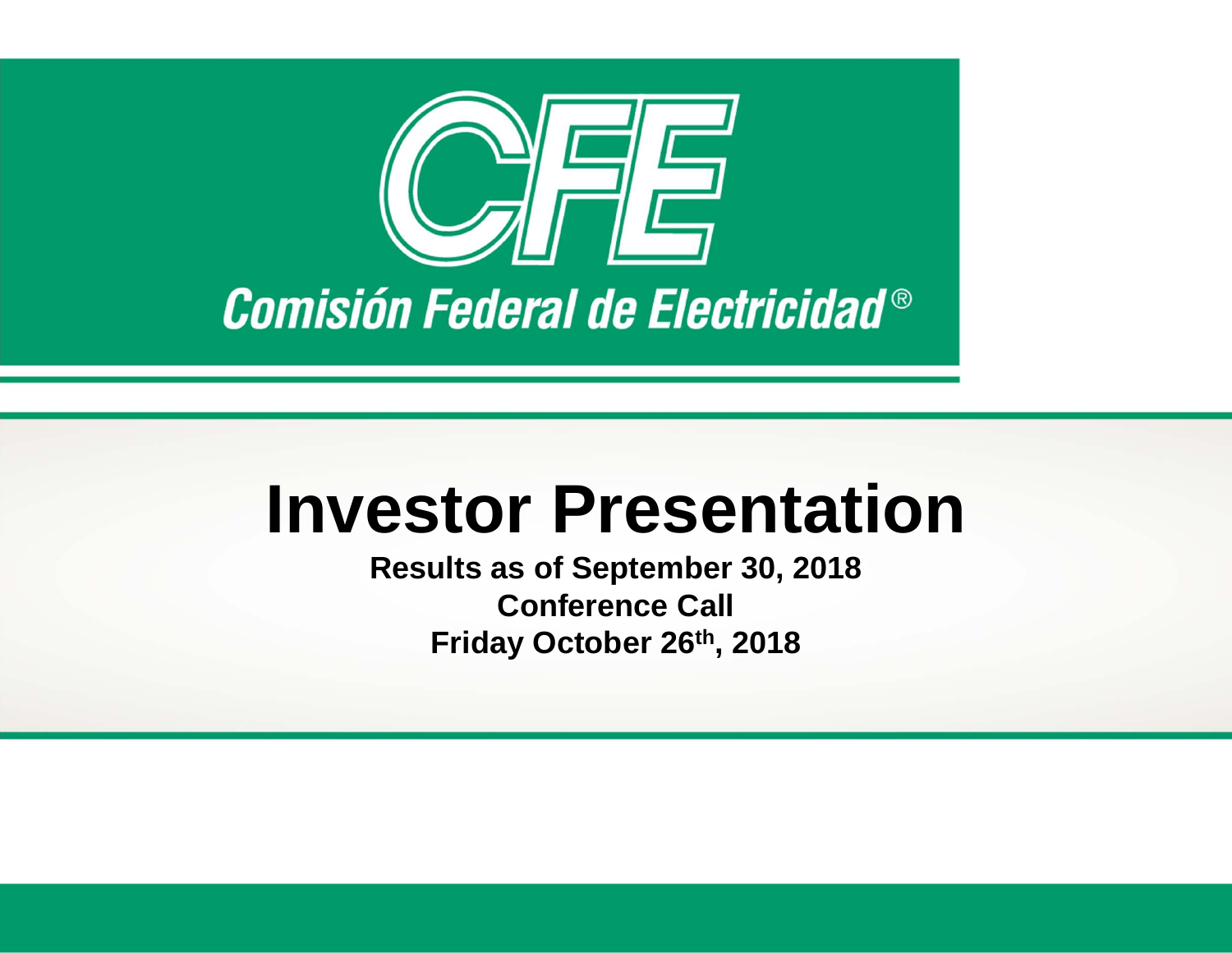CFE

Comisión Federal de Electricidad®

# Investor Presentation

**Results as of September 30, 2018**
**Conference Call**
**Friday October 26th, 2018**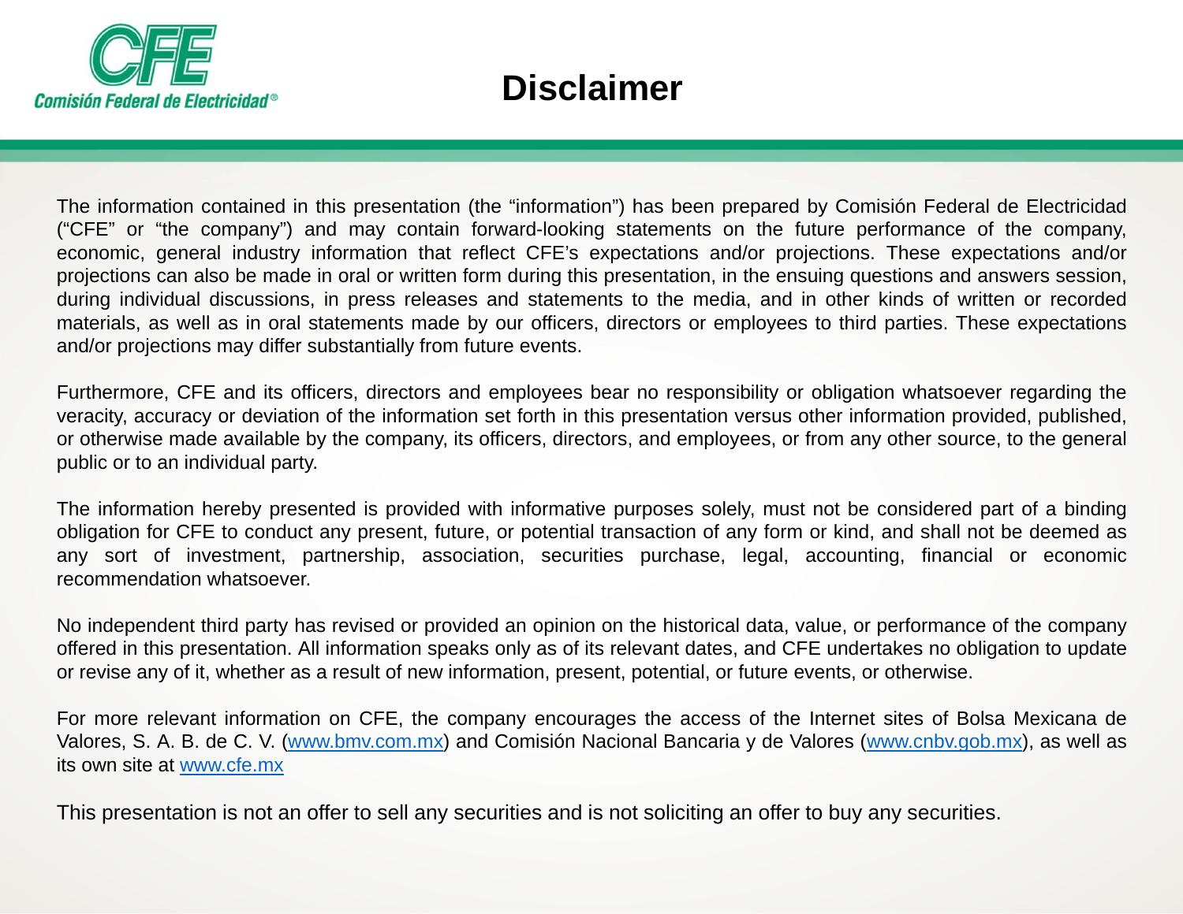# Disclaimer

The information contained in this presentation (the "information") has been prepared by Comisión Federal de Electricidad ("CFE" or "the company") and may contain forward-looking statements on the future performance of the company, economic, general industry information that reflect CFE's expectations and/or projections. These expectations and/or projections can also be made in oral or written form during this presentation, in the ensuing questions and answers session, during individual discussions, in press releases and statements to the media, and in other kinds of written or recorded materials, as well as in oral statements made by our officers, directors or employees to third parties. These expectations and/or projections may differ substantially from future events.

Furthermore, CFE and its officers, directors and employees bear no responsibility or obligation whatsoever regarding the veracity, accuracy or deviation of the information set forth in this presentation versus other information provided, published, or otherwise made available by the company, its officers, directors, and employees, or from any other source, to the general public or to an individual party.

The information hereby presented is provided with informative purposes solely, must not be considered part of a binding obligation for CFE to conduct any present, future, or potential transaction of any form or kind, and shall not be deemed as any sort of investment, partnership, association, securities purchase, legal, accounting, financial or economic recommendation whatsoever.

No independent third party has revised or provided an opinion on the historical data, value, or performance of the company offered in this presentation. All information speaks only as of its relevant dates, and CFE undertakes no obligation to update or revise any of it, whether as a result of new information, present, potential, or future events, or otherwise.

For more relevant information on CFE, the company encourages the access of the Internet sites of Bolsa Mexicana de Valores, S. A. B. de C. V. (www.bmv.com.mx) and Comisión Nacional Bancaria y de Valores (www.cnbv.gob.mx), as well as its own site at www.cfe.mx

This presentation is not an offer to sell any securities and is not soliciting an offer to buy any securities.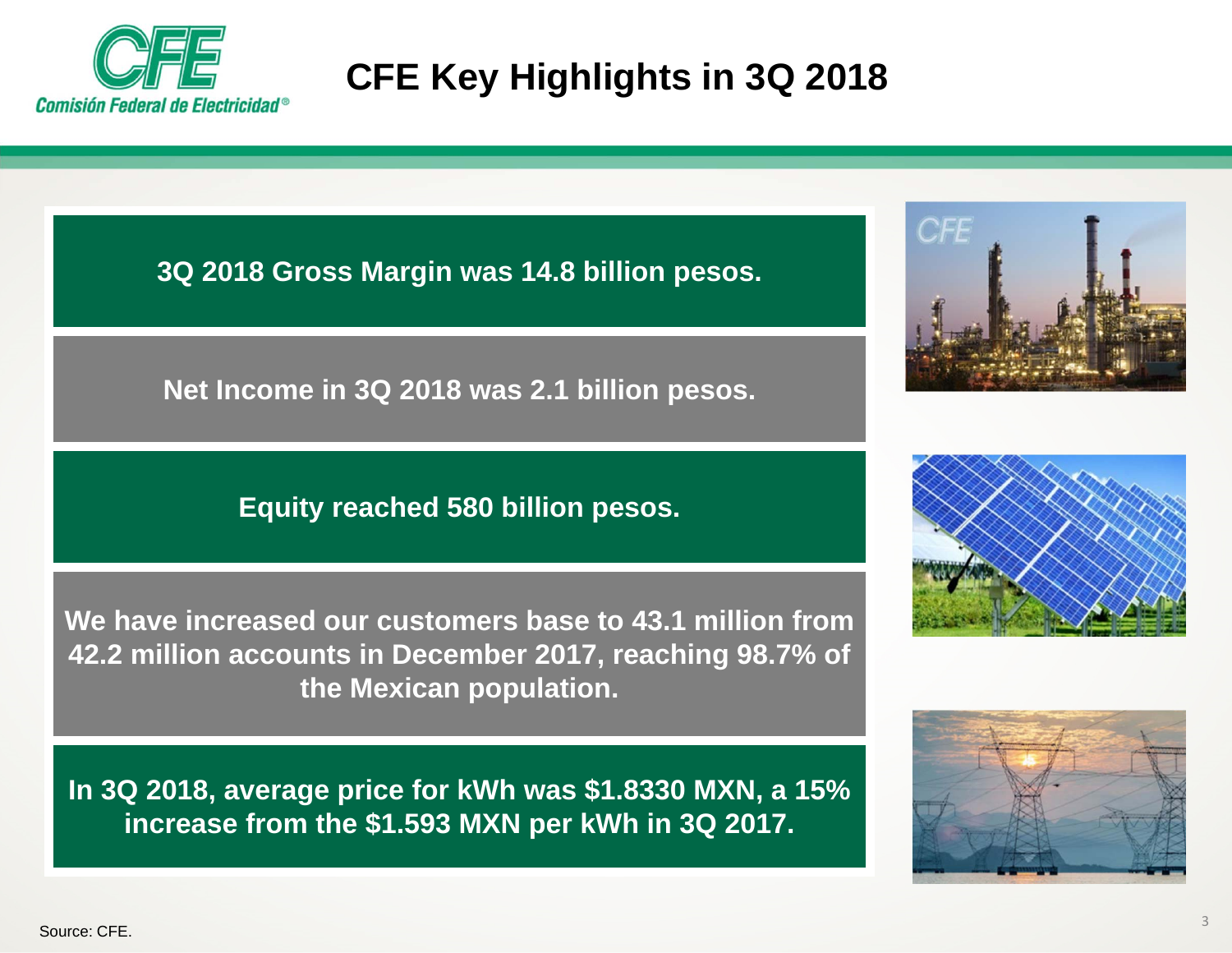# CFE Key Highlights in 3Q 2018

**3Q 2018 Gross Margin was 14.8 billion pesos.**

**Net Income in 3Q 2018 was 2.1 billion pesos.**

**Equity reached 580 billion pesos.**

**We have increased our customers base to 43.1 million from 42.2 million accounts in December 2017, reaching 98.7% of the Mexican population.**

**In 3Q 2018, average price for kWh was $1.8330 MXN, a 15% increase from the $1.593 MXN per kWh in 3Q 2017.**

Source: CFE.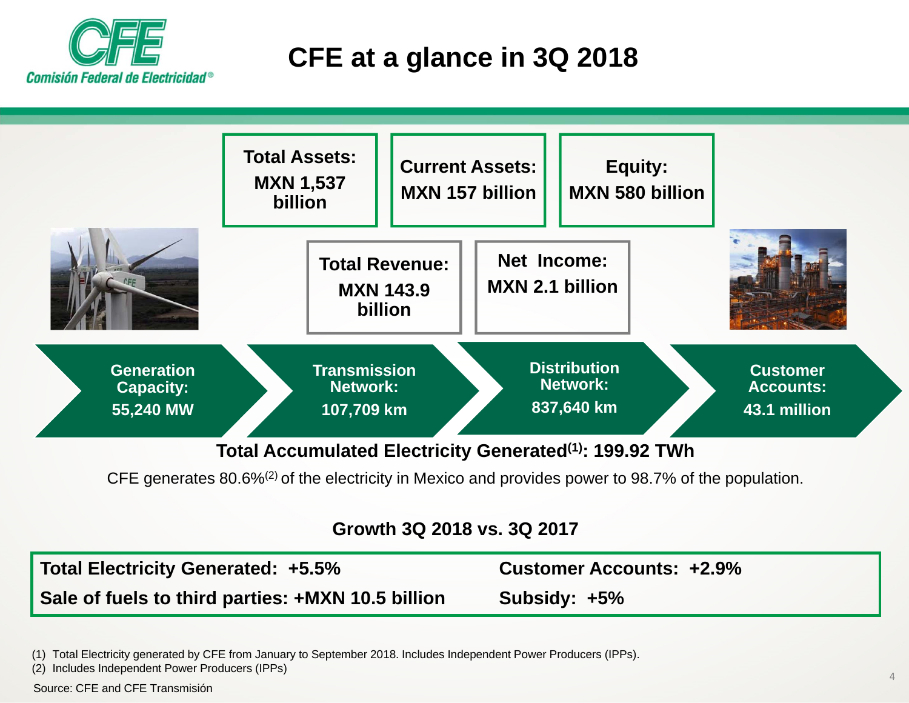# CFE at a glance in 3Q 2018

**Total Assets:** MXN 1,537 billion

**Current Assets:** MXN 157 billion

**Equity:** MXN 580 billion

**Total Revenue:** MXN 143.9 billion

**Net Income:** MXN 2.1 billion

**Generation Capacity:** 55,240 MW

**Transmission Network:** 107,709 km

**Distribution Network:** 837,640 km

**Customer Accounts:** 43.1 million

**Total Accumulated Electricity Generated[1]: 199.92 TWh**

CFE generates 80.6%[2] of the electricity in Mexico and provides power to 98.7% of the population.

## Growth 3Q 2018 vs. 3Q 2017

| | |
|---|---|
| **Total Electricity Generated: +5.5%** | **Customer Accounts: +2.9%** |
| **Sale of fuels to third parties: +MXN 10.5 billion** | **Subsidy: +5%** |

(1) Total Electricity generated by CFE from January to September 2018. Includes Independent Power Producers (IPPs).
(2) Includes Independent Power Producers (IPPs)

Source: CFE and CFE Transmisión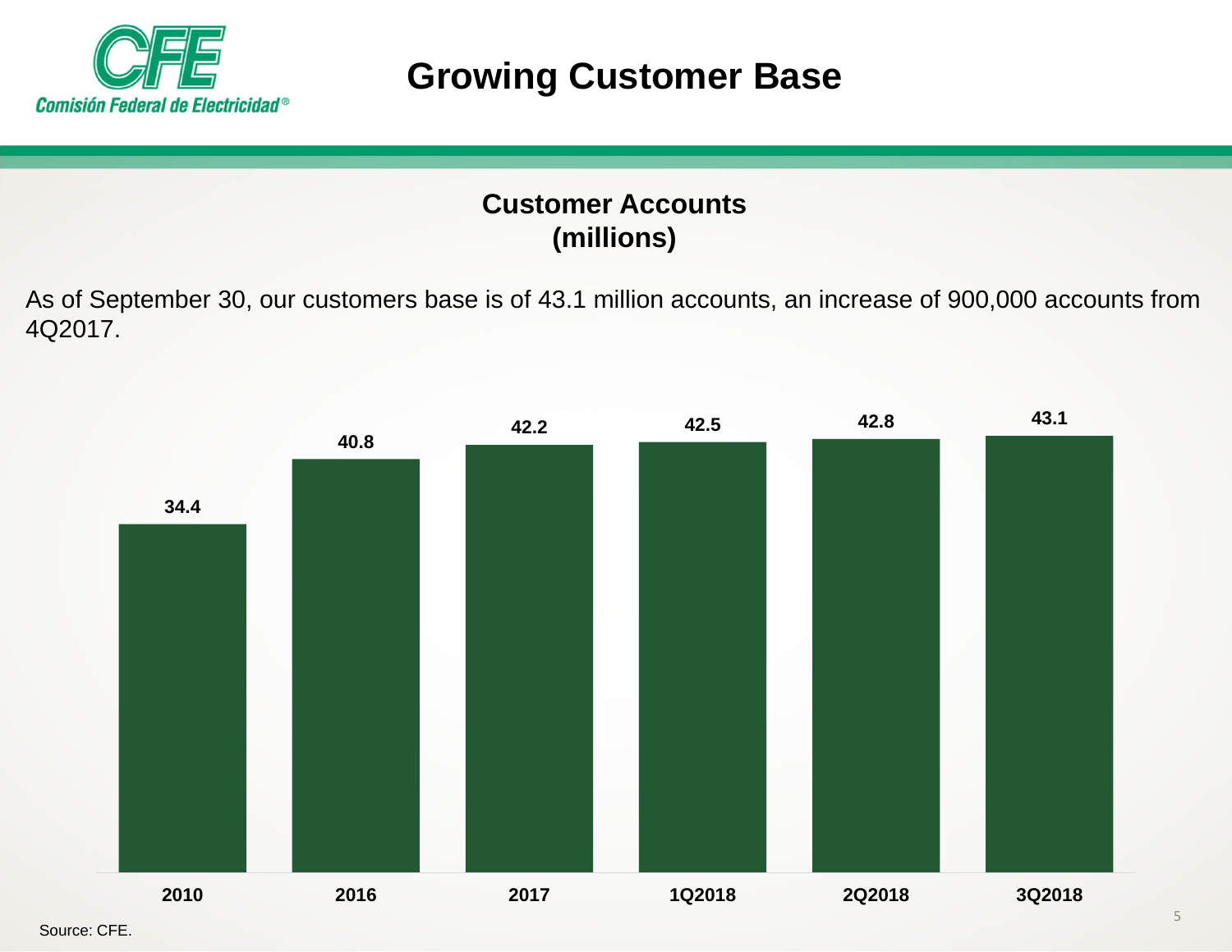# Growing Customer Base

## Customer Accounts (millions)

As of September 30, our customers base is of 43.1 million accounts, an increase of 900,000 accounts from 4Q2017.

| 2010 | 2016 | 2017 | 1Q2018 | 2Q2018 | 3Q2018 |
|---|---|---|---|---|---|
| 34.4 | 40.8 | 42.2 | 42.5 | 42.8 | 43.1 |

Source: CFE.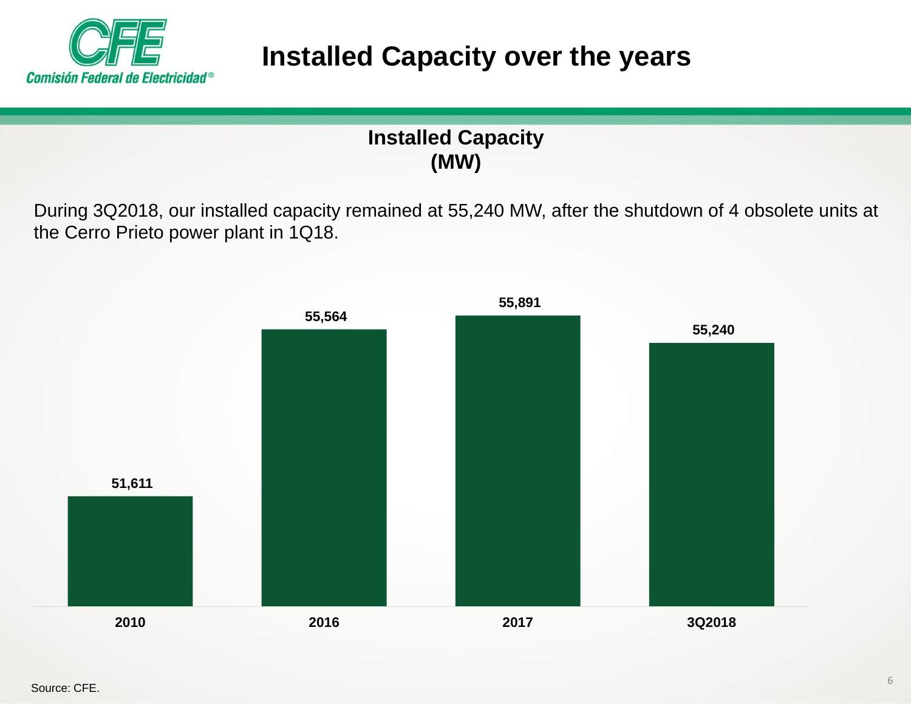# Installed Capacity over the years

## Installed Capacity (MW)

During 3Q2018, our installed capacity remained at 55,240 MW, after the shutdown of 4 obsolete units at the Cerro Prieto power plant in 1Q18.

| Year | Installed Capacity (MW) |
|---|---|
| 2010 | 51,611 |
| 2016 | 55,564 |
| 2017 | 55,891 |
| 3Q2018 | 55,240 |

Source: CFE.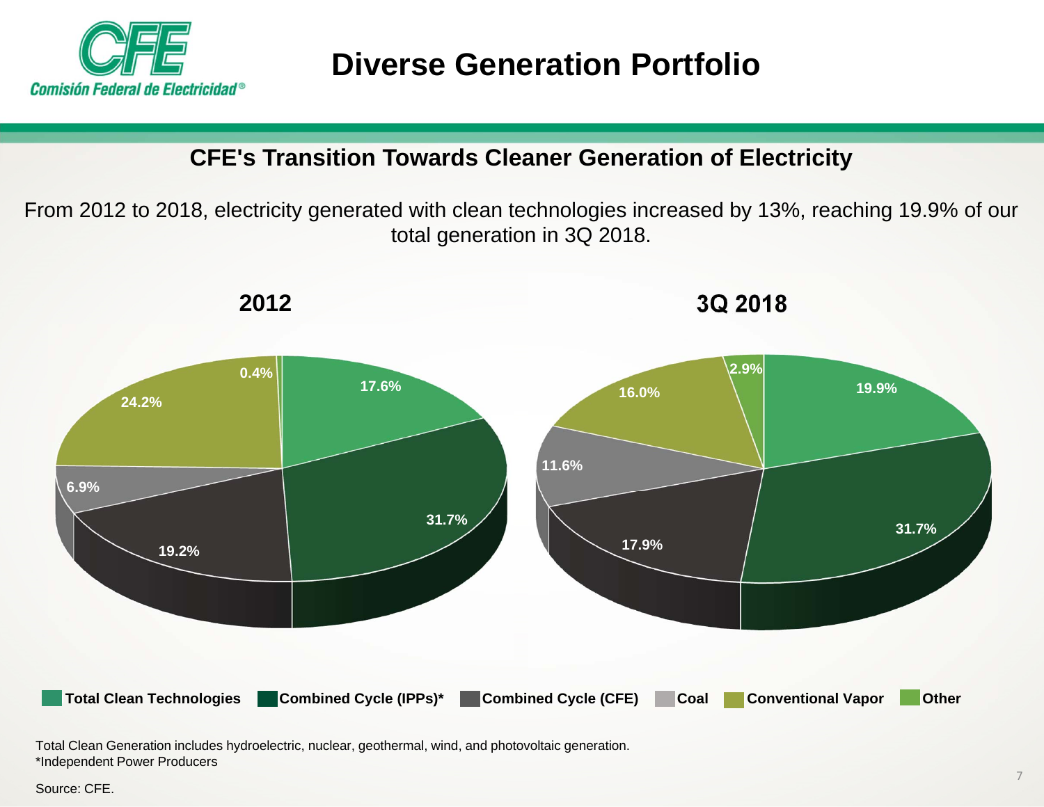# Diverse Generation Portfolio

## CFE's Transition Towards Cleaner Generation of Electricity

From 2012 to 2018, electricity generated with clean technologies increased by 13%, reaching 19.9% of our total generation in 3Q 2018.

| Technology | 2012 | 3Q 2018 |
|---|---|---|
| Total Clean Technologies | 17.6% | 19.9% |
| Combined Cycle (IPPs)* | 31.7% | 31.7% |
| Combined Cycle (CFE) | 19.2% | 17.9% |
| Coal | 6.9% | 11.6% |
| Conventional Vapor | 24.2% | 16.0% |
| Other | 0.4% | 2.9% |

Total Clean Generation includes hydroelectric, nuclear, geothermal, wind, and photovoltaic generation.
*Independent Power Producers

Source: CFE.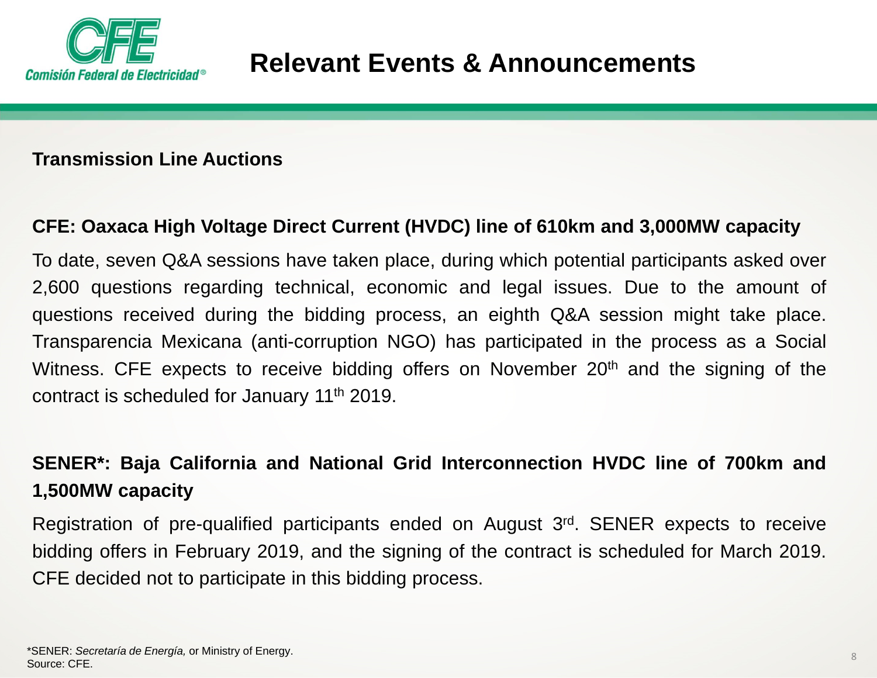# Relevant Events & Announcements

## Transmission Line Auctions

### CFE: Oaxaca High Voltage Direct Current (HVDC) line of 610km and 3,000MW capacity

To date, seven Q&A sessions have taken place, during which potential participants asked over 2,600 questions regarding technical, economic and legal issues. Due to the amount of questions received during the bidding process, an eighth Q&A session might take place. Transparencia Mexicana (anti-corruption NGO) has participated in the process as a Social Witness. CFE expects to receive bidding offers on November 20th and the signing of the contract is scheduled for January 11th 2019.

### SENER*: Baja California and National Grid Interconnection HVDC line of 700km and 1,500MW capacity

Registration of pre-qualified participants ended on August 3rd. SENER expects to receive bidding offers in February 2019, and the signing of the contract is scheduled for March 2019. CFE decided not to participate in this bidding process.

*SENER: *Secretaría de Energía,* or Ministry of Energy.
Source: CFE.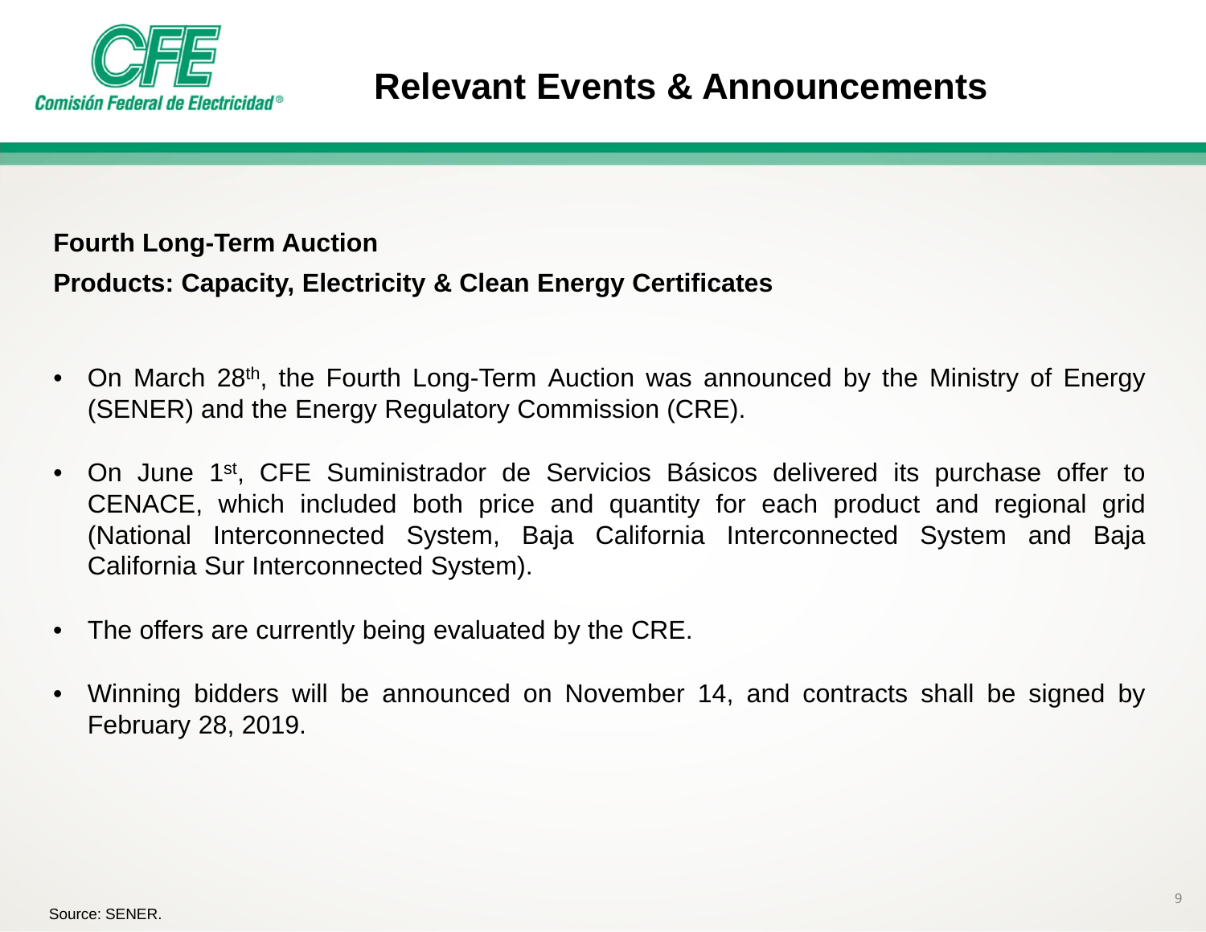# Relevant Events & Announcements

**Fourth Long-Term Auction**

**Products: Capacity, Electricity & Clean Energy Certificates**

- On March 28th, the Fourth Long-Term Auction was announced by the Ministry of Energy (SENER) and the Energy Regulatory Commission (CRE).
- On June 1st, CFE Suministrador de Servicios Básicos delivered its purchase offer to CENACE, which included both price and quantity for each product and regional grid (National Interconnected System, Baja California Interconnected System and Baja California Sur Interconnected System).
- The offers are currently being evaluated by the CRE.
- Winning bidders will be announced on November 14, and contracts shall be signed by February 28, 2019.

Source: SENER.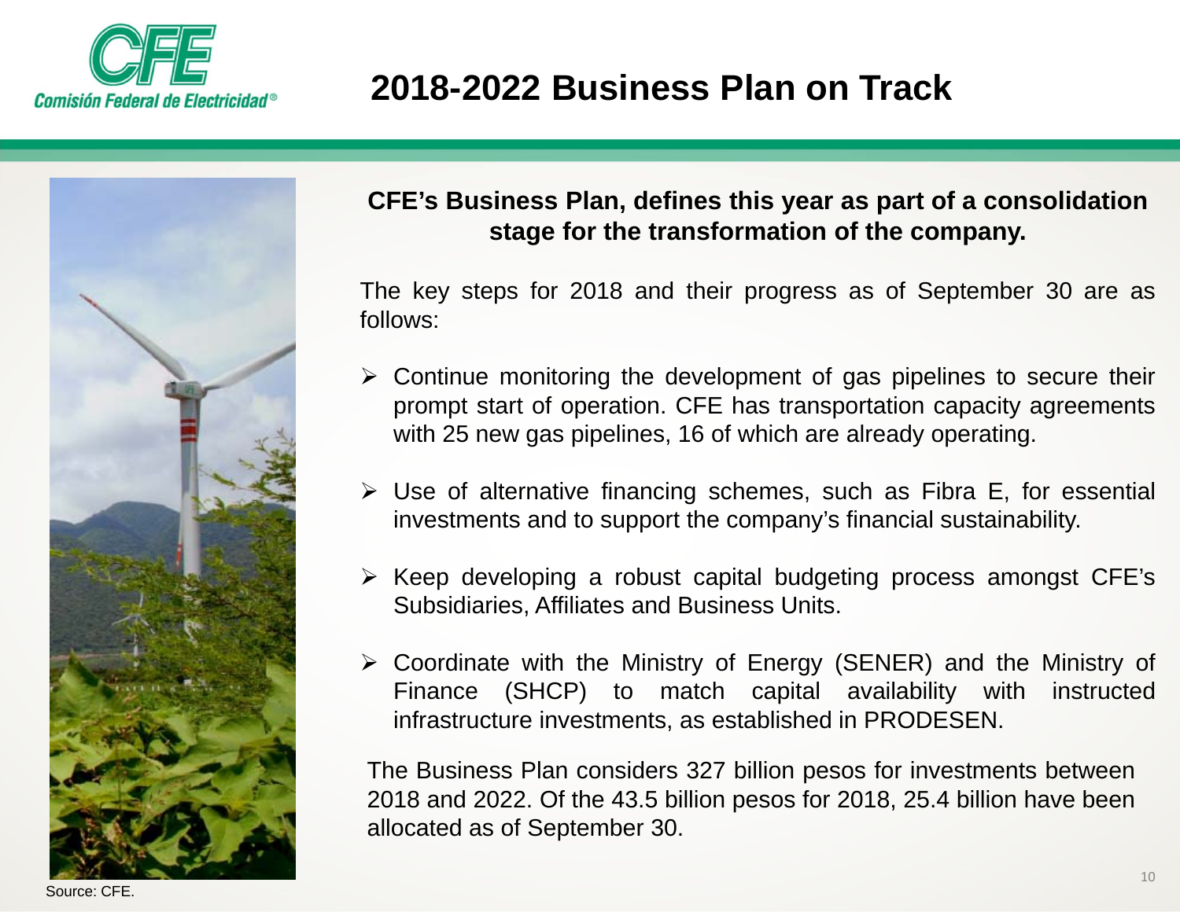# 2018-2022 Business Plan on Track

**CFE's Business Plan, defines this year as part of a consolidation stage for the transformation of the company.**

The key steps for 2018 and their progress as of September 30 are as follows:

- Continue monitoring the development of gas pipelines to secure their prompt start of operation. CFE has transportation capacity agreements with 25 new gas pipelines, 16 of which are already operating.
- Use of alternative financing schemes, such as Fibra E, for essential investments and to support the company's financial sustainability.
- Keep developing a robust capital budgeting process amongst CFE's Subsidiaries, Affiliates and Business Units.
- Coordinate with the Ministry of Energy (SENER) and the Ministry of Finance (SHCP) to match capital availability with instructed infrastructure investments, as established in PRODESEN.

The Business Plan considers 327 billion pesos for investments between 2018 and 2022. Of the 43.5 billion pesos for 2018, 25.4 billion have been allocated as of September 30.

Source: CFE.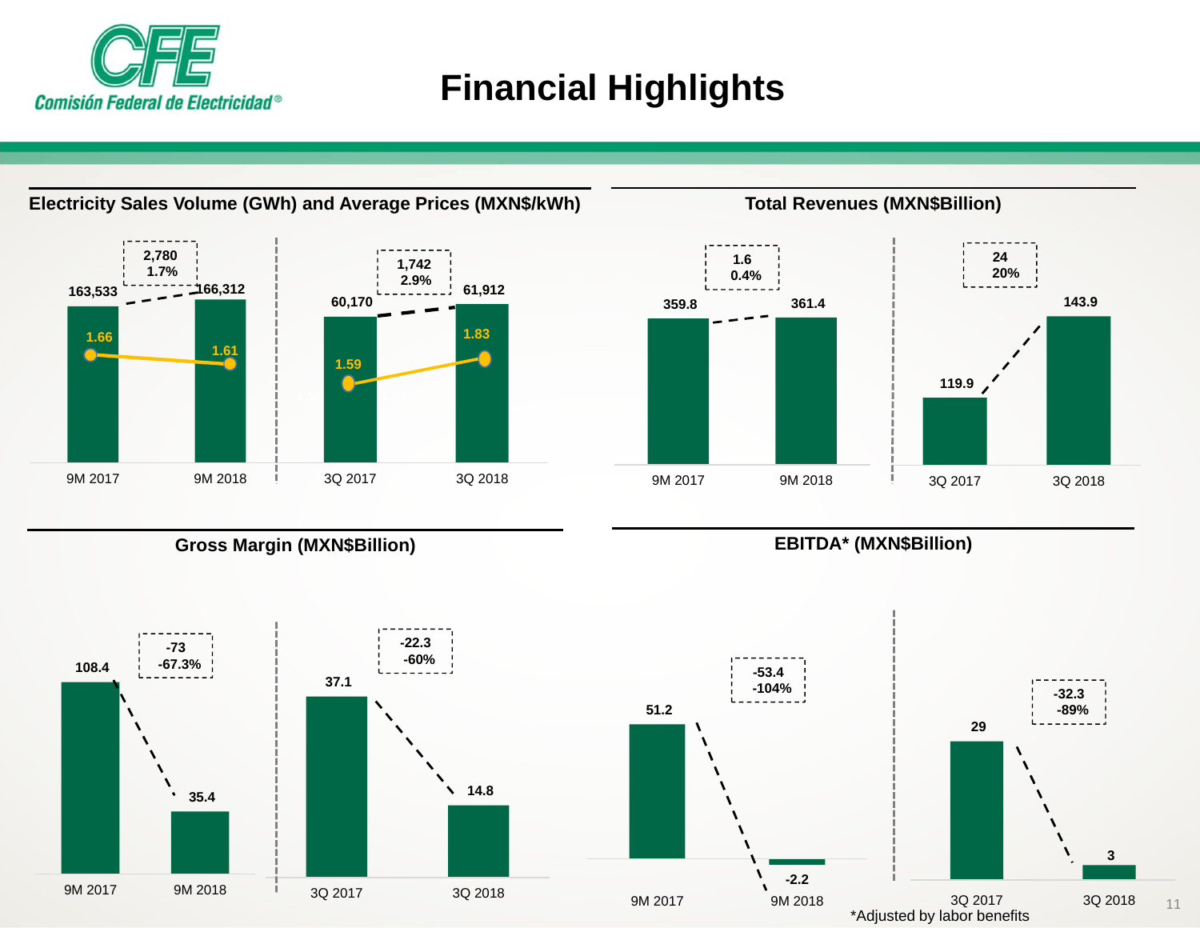# Financial Highlights

## Electricity Sales Volume (GWh) and Average Prices (MXN$/kWh)

| | 9M 2017 | 9M 2018 | Change | 3Q 2017 | 3Q 2018 | Change |
|---|---|---|---|---|---|---|
| Sales Volume (GWh) | 163,533 | 166,312 | 2,780 / 1.7% | 60,170 | 61,912 | 1,742 / 2.9% |
| Average Price (MXN$/kWh) | 1.66 | 1.61 | | 1.59 | 1.83 | |

## Total Revenues (MXN$Billion)

| | 9M 2017 | 9M 2018 | Change | 3Q 2017 | 3Q 2018 | Change |
|---|---|---|---|---|---|---|
| Total Revenues | 359.8 | 361.4 | 1.6 / 0.4% | 119.9 | 143.9 | 24 / 20% |

## Gross Margin (MXN$Billion)

| | 9M 2017 | 9M 2018 | Change | 3Q 2017 | 3Q 2018 | Change |
|---|---|---|---|---|---|---|
| Gross Margin | 108.4 | 35.4 | -73 / -67.3% | 37.1 | 14.8 | -22.3 / -60% |

## EBITDA* (MXN$Billion)

| | 9M 2017 | 9M 2018 | Change | 3Q 2017 | 3Q 2018 | Change |
|---|---|---|---|---|---|---|
| EBITDA* | 51.2 | -2.2 | -53.4 / -104% | 29 | 3 | -32.3 / -89% |

*Adjusted by labor benefits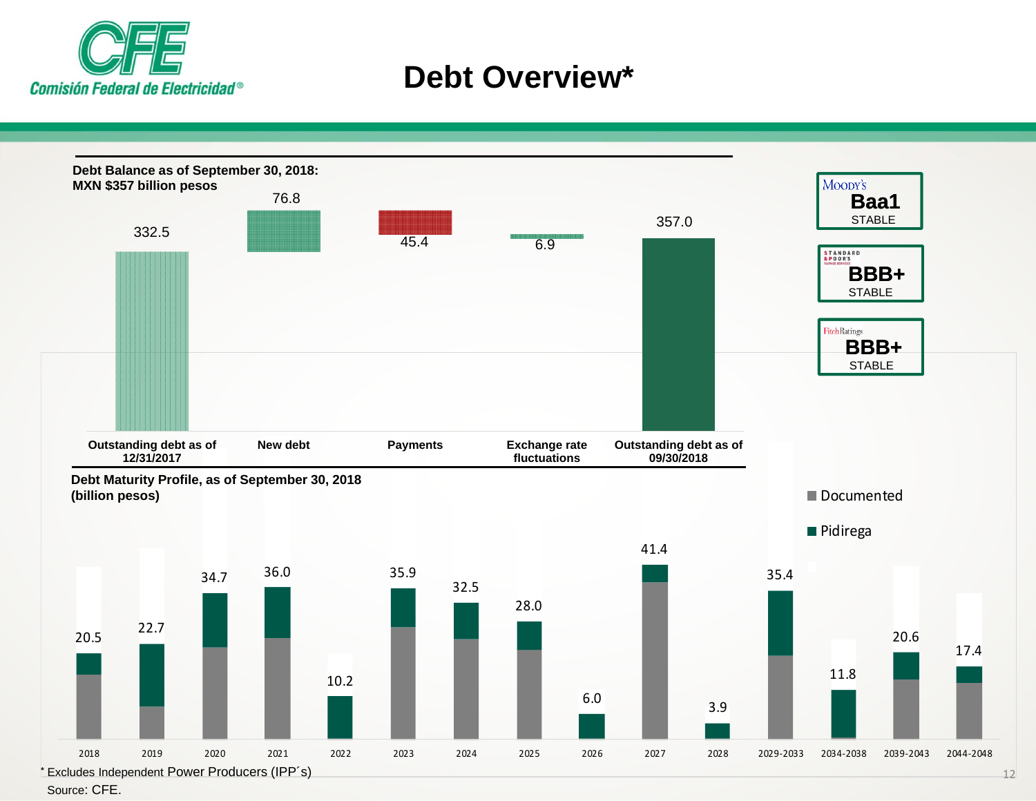# Debt Overview*

**Debt Balance as of September 30, 2018:**
**MXN $357 billion pesos**

| Outstanding debt as of 12/31/2017 | New debt | Payments | Exchange rate fluctuations | Outstanding debt as of 09/30/2018 |
|---|---|---|---|---|
| 332.5 | 76.8 | 45.4 | 6.9 | 357.0 |

| Agency | Rating | Outlook |
|---|---|---|
| Moody's | Baa1 | STABLE |
| Standard & Poor's | BBB+ | STABLE |
| Fitch Ratings | BBB+ | STABLE |

**Debt Maturity Profile, as of September 30, 2018**
**(billion pesos)**

| 2018 | 2019 | 2020 | 2021 | 2022 | 2023 | 2024 | 2025 | 2026 | 2027 | 2028 | 2029-2033 | 2034-2038 | 2039-2043 | 2044-2048 |
|---|---|---|---|---|---|---|---|---|---|---|---|---|---|---|
| 20.5 | 22.7 | 34.7 | 36.0 | 10.2 | 35.9 | 32.5 | 28.0 | 6.0 | 41.4 | 3.9 | 35.4 | 11.8 | 20.6 | 17.4 |

■ Documented
■ Pidirega

* Excludes Independent Power Producers (IPP´s)

Source: CFE.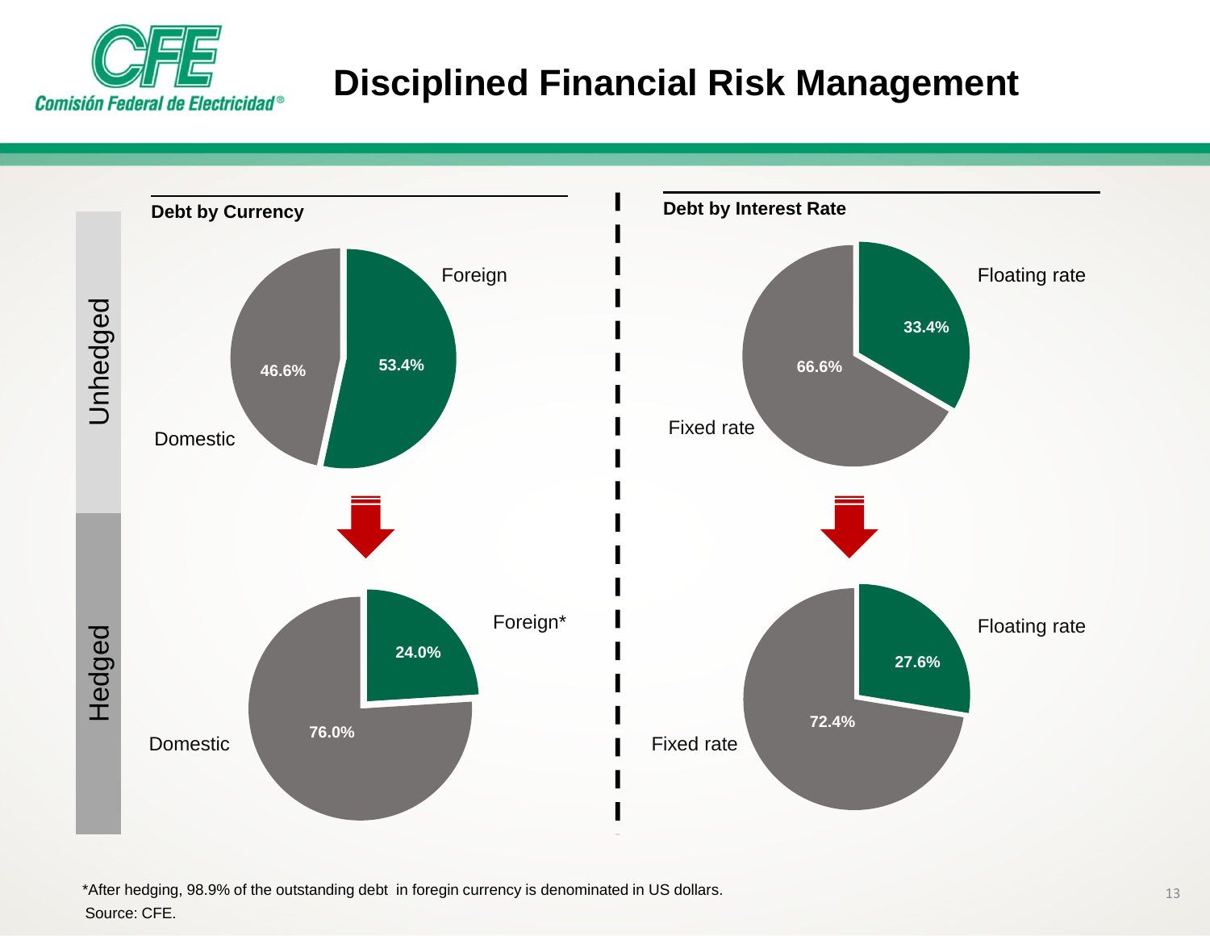# Disciplined Financial Risk Management

## Debt by Currency

**Unhedged**

| | |
|---|---|
| Foreign | 53.4% |
| Domestic | 46.6% |

**Hedged**

| | |
|---|---|
| Foreign* | 24.0% |
| Domestic | 76.0% |

## Debt by Interest Rate

**Unhedged**

| | |
|---|---|
| Floating rate | 33.4% |
| Fixed rate | 66.6% |

**Hedged**

| | |
|---|---|
| Floating rate | 27.6% |
| Fixed rate | 72.4% |

*After hedging, 98.9% of the outstanding debt in foregin currency is denominated in US dollars.

Source: CFE.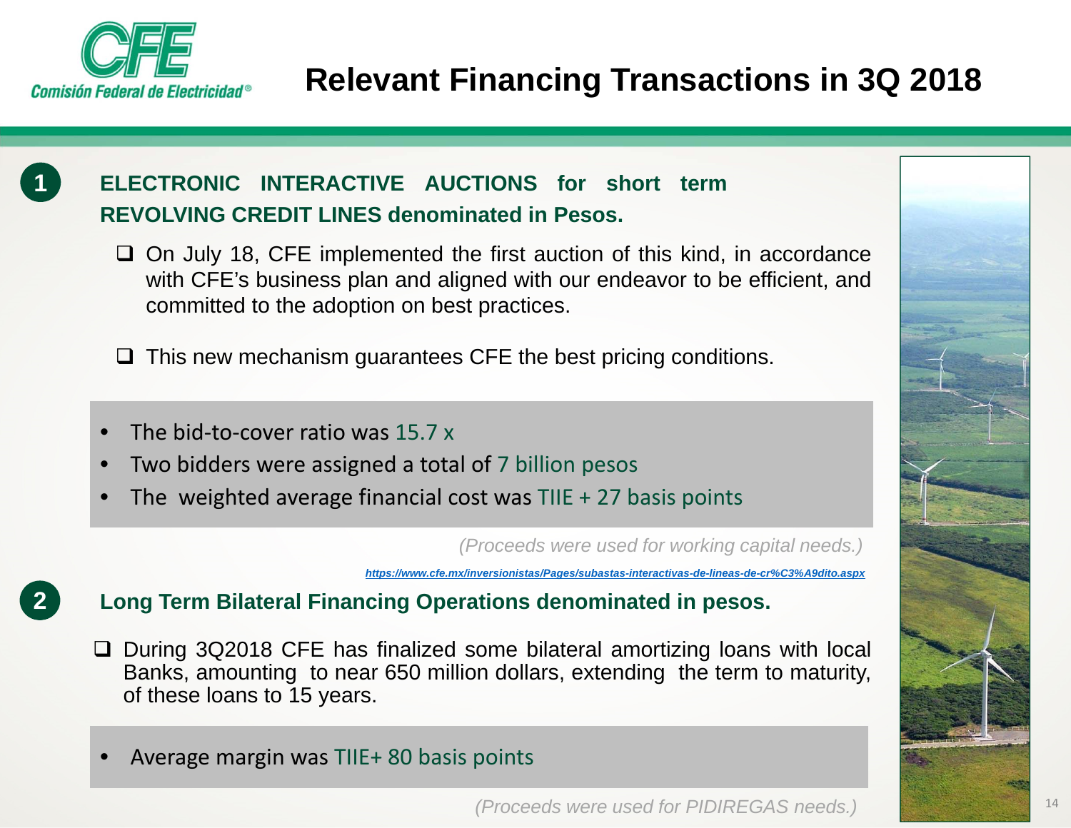# Relevant Financing Transactions in 3Q 2018

## 1 ELECTRONIC INTERACTIVE AUCTIONS for short term REVOLVING CREDIT LINES denominated in Pesos.

- On July 18, CFE implemented the first auction of this kind, in accordance with CFE's business plan and aligned with our endeavor to be efficient, and committed to the adoption on best practices.
- This new mechanism guarantees CFE the best pricing conditions.

- The bid-to-cover ratio was 15.7 x
- Two bidders were assigned a total of 7 billion pesos
- The weighted average financial cost was TIIE + 27 basis points

*(Proceeds were used for working capital needs.)*

***https://www.cfe.mx/inversionistas/Pages/subastas-interactivas-de-lineas-de-cr%C3%A9dito.aspx***

## 2 Long Term Bilateral Financing Operations denominated in pesos.

- During 3Q2018 CFE has finalized some bilateral amortizing loans with local Banks, amounting to near 650 million dollars, extending the term to maturity, of these loans to 15 years.

- Average margin was TIIE+ 80 basis points

*(Proceeds were used for PIDIREGAS needs.)*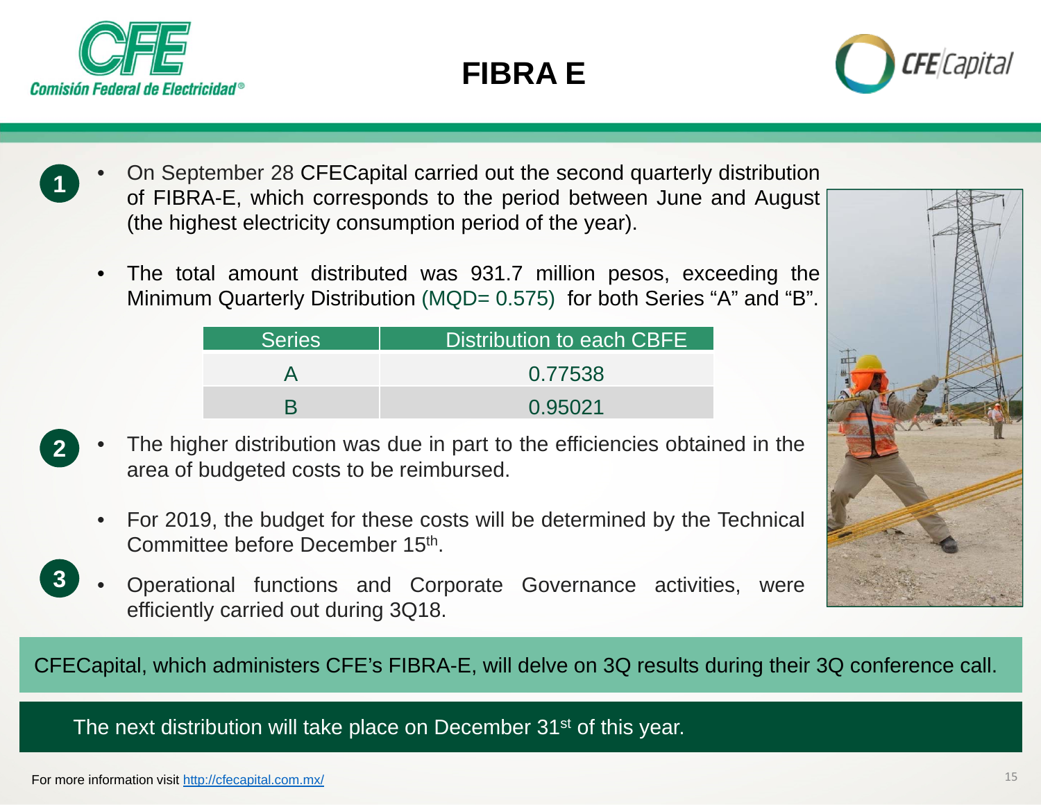# FIBRA E

**1**

- On September 28 CFECapital carried out the second quarterly distribution of FIBRA-E, which corresponds to the period between June and August (the highest electricity consumption period of the year).
- The total amount distributed was 931.7 million pesos, exceeding the Minimum Quarterly Distribution (MQD= 0.575) for both Series "A" and "B".

| Series | Distribution to each CBFE |
| --- | --- |
| A | 0.77538 |
| B | 0.95021 |

**2**

- The higher distribution was due in part to the efficiencies obtained in the area of budgeted costs to be reimbursed.
- For 2019, the budget for these costs will be determined by the Technical Committee before December 15th.

**3**

- Operational functions and Corporate Governance activities, were efficiently carried out during 3Q18.

CFECapital, which administers CFE's FIBRA-E, will delve on 3Q results during their 3Q conference call.

The next distribution will take place on December 31st of this year.

For more information visit http://cfecapital.com.mx/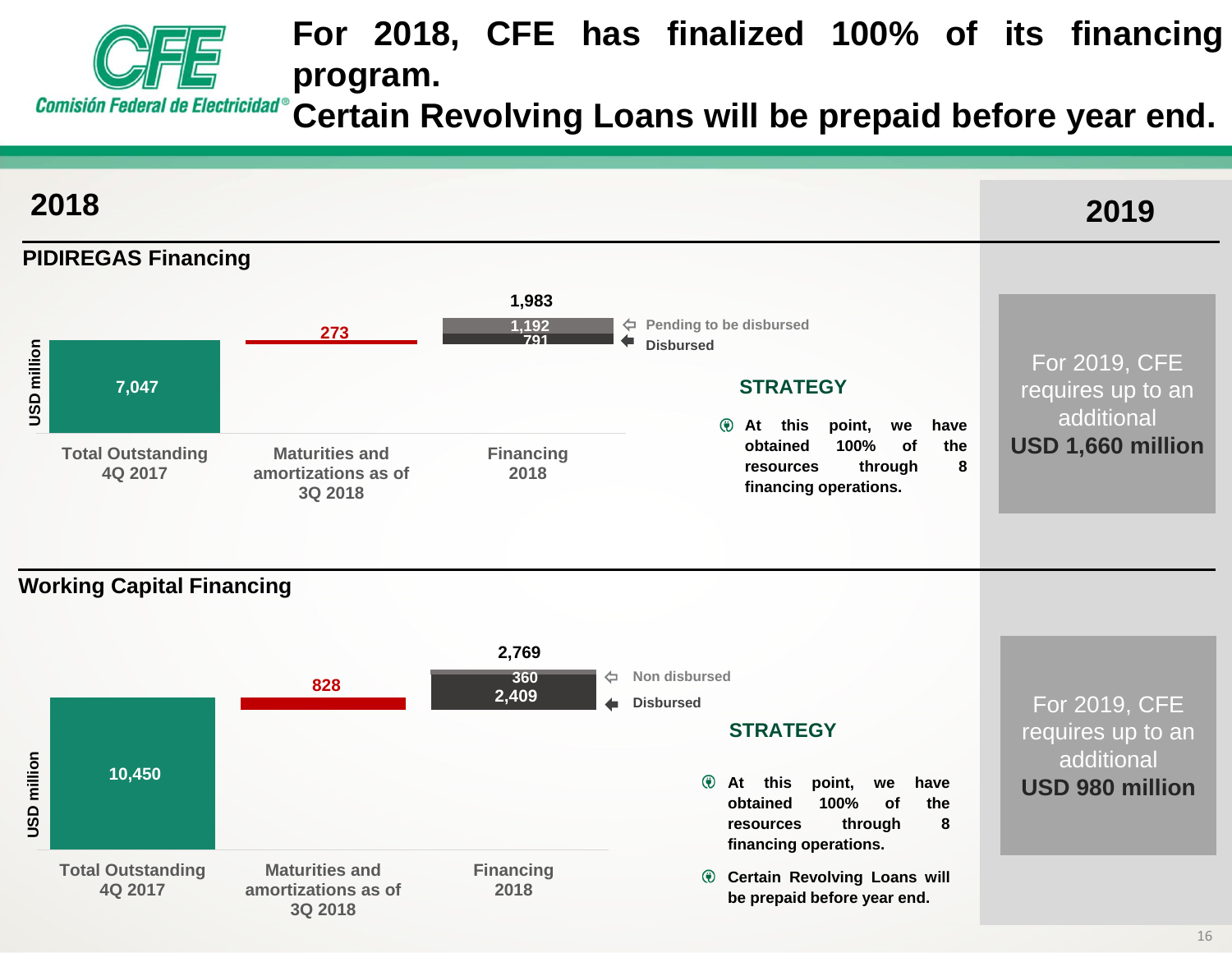# For 2018, CFE has finalized 100% of its financing program.

# Certain Revolving Loans will be prepaid before year end.

## 2018

### PIDIREGAS Financing

USD million

| | Total Outstanding 4Q 2017 | Maturities and amortizations as of 3Q 2018 | Financing 2018 |
|---|---|---|---|
| Value | 7,047 | 273 | 1,983 |
| Pending to be disbursed | | | 1,192 |
| Disbursed | | | 791 |

**STRATEGY**

- **At this point, we have obtained 100% of the resources through 8 financing operations.**

### Working Capital Financing

USD million

| | Total Outstanding 4Q 2017 | Maturities and amortizations as of 3Q 2018 | Financing 2018 |
|---|---|---|---|
| Value | 10,450 | 828 | 2,769 |
| Non disbursed | | | 360 |
| Disbursed | | | 2,409 |

**STRATEGY**

- **At this point, we have obtained 100% of the resources through 8 financing operations.**
- **Certain Revolving Loans will be prepaid before year end.**

## 2019

For 2019, CFE requires up to an additional **USD 1,660 million**

For 2019, CFE requires up to an additional **USD 980 million**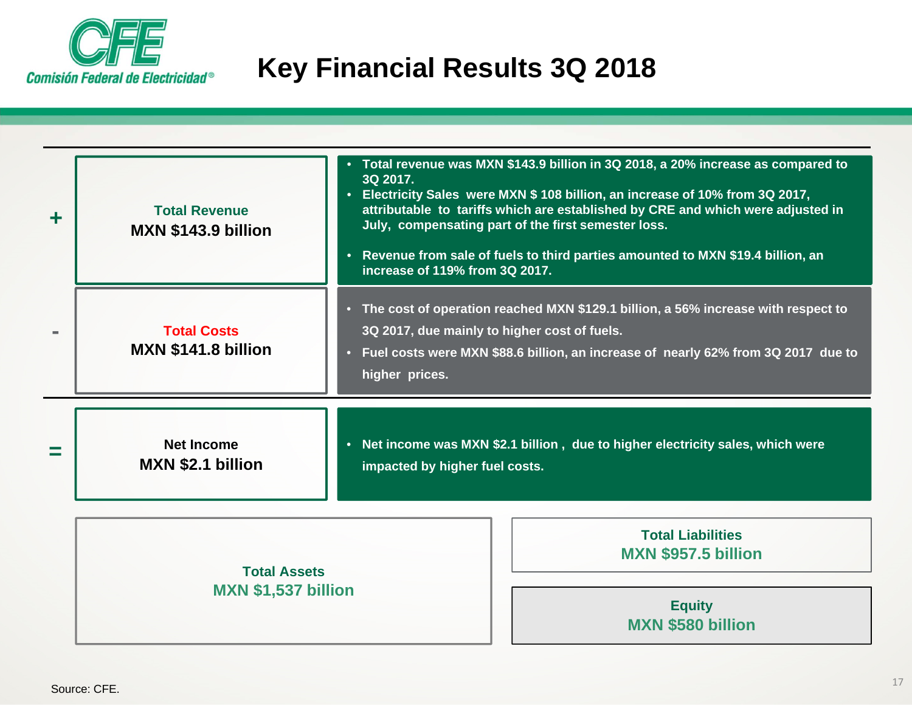Comisión Federal de Electricidad®

# Key Financial Results 3Q 2018

**+ Total Revenue**
**MXN $143.9 billion**

- **Total revenue was MXN $143.9 billion in 3Q 2018, a 20% increase as compared to 3Q 2017.**
- **Electricity Sales were MXN $ 108 billion, an increase of 10% from 3Q 2017, attributable to tariffs which are established by CRE and which were adjusted in July, compensating part of the first semester loss.**
- **Revenue from sale of fuels to third parties amounted to MXN $19.4 billion, an increase of 119% from 3Q 2017.**

**- Total Costs**
**MXN $141.8 billion**

- **The cost of operation reached MXN $129.1 billion, a 56% increase with respect to 3Q 2017, due mainly to higher cost of fuels.**
- **Fuel costs were MXN $88.6 billion, an increase of nearly 62% from 3Q 2017 due to higher prices.**

**= Net Income**
**MXN $2.1 billion**

- **Net income was MXN $2.1 billion , due to higher electricity sales, which were impacted by higher fuel costs.**

**Total Assets**
**MXN $1,537 billion**

**Total Liabilities**
**MXN $957.5 billion**

**Equity**
**MXN $580 billion**

Source: CFE.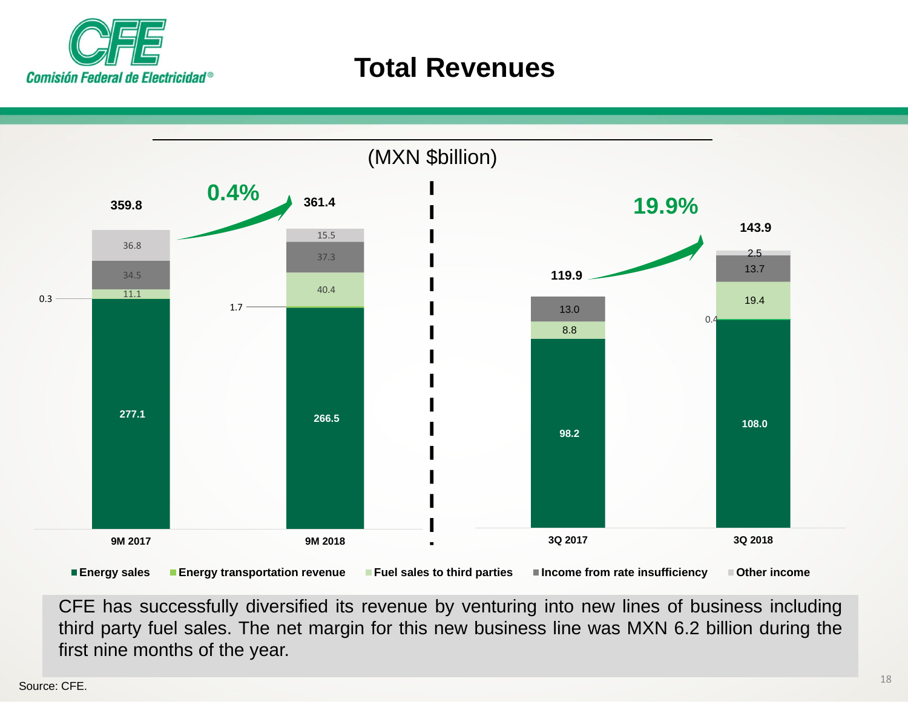# Total Revenues

(MXN $billion)

| | 9M 2017 | 9M 2018 | 3Q 2017 | 3Q 2018 |
|---|---|---|---|---|
| Energy sales | 277.1 | 266.5 | 98.2 | 108.0 |
| Energy transportation revenue | 0.3 | 1.7 | | 0.4 |
| Fuel sales to third parties | 11.1 | 40.4 | 8.8 | 19.4 |
| Income from rate insufficiency | 34.5 | 37.3 | 13.0 | 13.7 |
| Other income | 36.8 | 15.5 | | 2.5 |
| **Total** | **359.8** | **361.4** | **119.9** | **143.9** |

9M 2017 to 9M 2018: 0.4%

3Q 2017 to 3Q 2018: 19.9%

CFE has successfully diversified its revenue by venturing into new lines of business including third party fuel sales. The net margin for this new business line was MXN 6.2 billion during the first nine months of the year.

Source: CFE.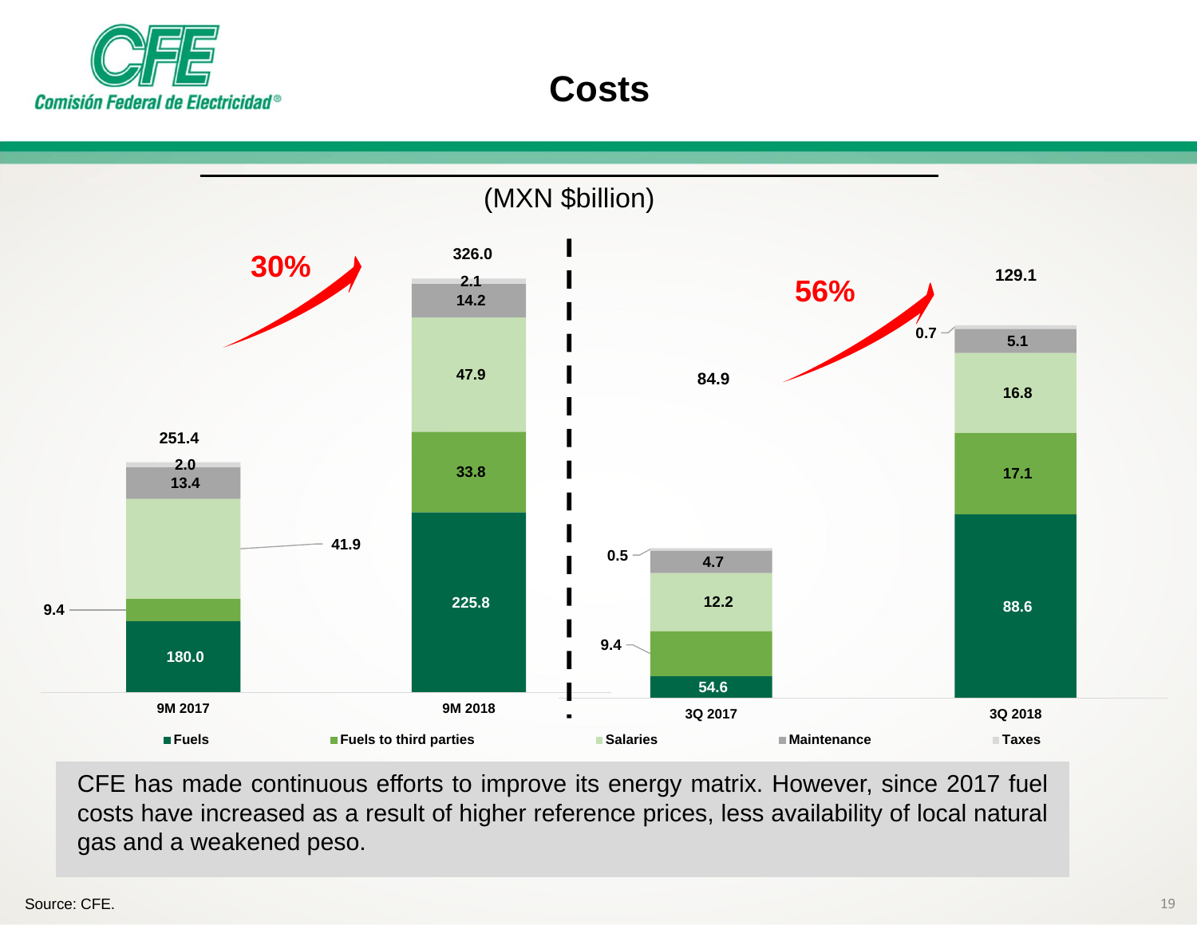# Costs

(MXN $billion)

| | 9M 2017 | 9M 2018 | 3Q 2017 | 3Q 2018 |
|---|---|---|---|---|
| Fuels | 180.0 | 225.8 | 54.6 | 88.6 |
| Fuels to third parties | 9.4 | 33.8 | 9.4 | 17.1 |
| Salaries | 41.9 | 47.9 | 12.2 | 16.8 |
| Maintenance | 13.4 | 14.2 | 4.7 | 5.1 |
| Taxes | 2.0 | 2.1 | 0.5 | 0.7 |
| Total | 251.4 | 326.0 | 84.9 | 129.1 |

9M 2017 → 9M 2018: 30%

3Q 2017 → 3Q 2018: 56%

CFE has made continuous efforts to improve its energy matrix. However, since 2017 fuel costs have increased as a result of higher reference prices, less availability of local natural gas and a weakened peso.

Source: CFE.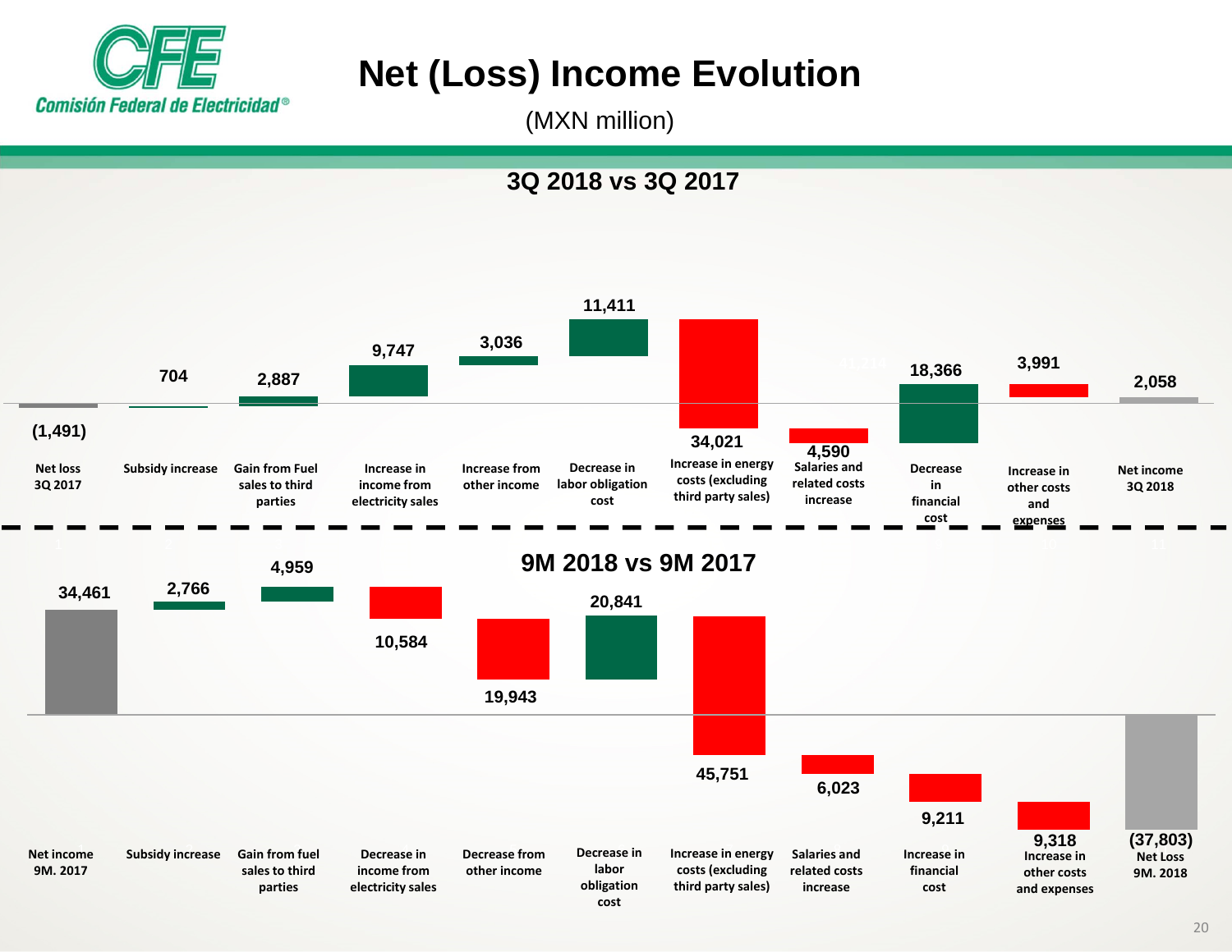# Net (Loss) Income Evolution

(MXN million)

## 3Q 2018 vs 3Q 2017

| Concept | MXN million |
|---|---|
| Net loss 3Q 2017 | (1,491) |
| Subsidy increase | 704 |
| Gain from Fuel sales to third parties | 2,887 |
| Increase in income from electricity sales | 9,747 |
| Increase from other income | 3,036 |
| Decrease in labor obligation cost | 11,411 |
| Increase in energy costs (excluding third party sales) | 34,021 |
| Salaries and related costs increase | 4,590 |
| Decrease in financial cost | 18,366 |
| Increase in other costs and expenses | 3,991 |
| Net income 3Q 2018 | 2,058 |

## 9M 2018 vs 9M 2017

| Concept | MXN million |
|---|---|
| Net income 9M. 2017 | 34,461 |
| Subsidy increase | 2,766 |
| Gain from fuel sales to third parties | 4,959 |
| Decrease in income from electricity sales | 10,584 |
| Decrease from other income | 19,943 |
| Decrease in labor obligation cost | 20,841 |
| Increase in energy costs (excluding third party sales) | 45,751 |
| Salaries and related costs increase | 6,023 |
| Increase in financial cost | 9,211 |
| Increase in other costs and expenses | 9,318 |
| Net Loss 9M. 2018 | (37,803) |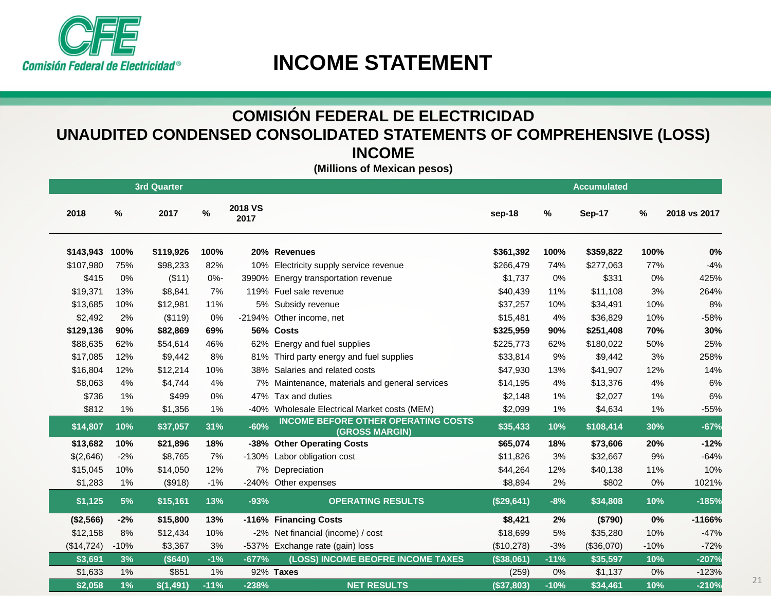# INCOME STATEMENT

## COMISIÓN FEDERAL DE ELECTRICIDAD
## UNAUDITED CONDENSED CONSOLIDATED STATEMENTS OF COMPREHENSIVE (LOSS) INCOME

**(Millions of Mexican pesos)**

| 3rd Quarter | | | | | | Accumulated | | | | |
|---|---|---|---|---|---|---|---|---|---|---|
| 2018 | % | 2017 | % | 2018 VS 2017 | | sep-18 | % | Sep-17 | % | 2018 vs 2017 |
| **$143,943** | **100%** | **$119,926** | **100%** | **20%** | **Revenues** | **$361,392** | **100%** | **$359,822** | **100%** | **0%** |
| $107,980 | 75% | $98,233 | 82% | 10% | Electricity supply service revenue | $266,479 | 74% | $277,063 | 77% | -4% |
| $415 | 0% | ($11) | 0%- | 3990% | Energy transportation revenue | $1,737 | 0% | $331 | 0% | 425% |
| $19,371 | 13% | $8,841 | 7% | 119% | Fuel sale revenue | $40,439 | 11% | $11,108 | 3% | 264% |
| $13,685 | 10% | $12,981 | 11% | 5% | Subsidy revenue | $37,257 | 10% | $34,491 | 10% | 8% |
| $2,492 | 2% | ($119) | 0% | -2194% | Other income, net | $15,481 | 4% | $36,829 | 10% | -58% |
| **$129,136** | **90%** | **$82,869** | **69%** | **56%** | **Costs** | **$325,959** | **90%** | **$251,408** | **70%** | **30%** |
| $88,635 | 62% | $54,614 | 46% | 62% | Energy and fuel supplies | $225,773 | 62% | $180,022 | 50% | 25% |
| $17,085 | 12% | $9,442 | 8% | 81% | Third party energy and fuel supplies | $33,814 | 9% | $9,442 | 3% | 258% |
| $16,804 | 12% | $12,214 | 10% | 38% | Salaries and related costs | $47,930 | 13% | $41,907 | 12% | 14% |
| $8,063 | 4% | $4,744 | 4% | 7% | Maintenance, materials and general services | $14,195 | 4% | $13,376 | 4% | 6% |
| $736 | 1% | $499 | 0% | 47% | Tax and duties | $2,148 | 1% | $2,027 | 1% | 6% |
| $812 | 1% | $1,356 | 1% | -40% | Wholesale Electrical Market costs (MEM) | $2,099 | 1% | $4,634 | 1% | -55% |
| **$14,807** | **10%** | **$37,057** | **31%** | **-60%** | **INCOME BEFORE OTHER OPERATING COSTS (GROSS MARGIN)** | **$35,433** | **10%** | **$108,414** | **30%** | **-67%** |
| **$13,682** | **10%** | **$21,896** | **18%** | **-38%** | **Other Operating Costs** | **$65,074** | **18%** | **$73,606** | **20%** | **-12%** |
| $(2,646) | -2% | $8,765 | 7% | -130% | Labor obligation cost | $11,826 | 3% | $32,667 | 9% | -64% |
| $15,045 | 10% | $14,050 | 12% | 7% | Depreciation | $44,264 | 12% | $40,138 | 11% | 10% |
| $1,283 | 1% | ($918) | -1% | -240% | Other expenses | $8,894 | 2% | $802 | 0% | 1021% |
| **$1,125** | **5%** | **$15,161** | **13%** | **-93%** | **OPERATING RESULTS** | **($29,641)** | **-8%** | **$34,808** | **10%** | **-185%** |
| **($2,566)** | **-2%** | **$15,800** | **13%** | **-116%** | **Financing Costs** | **$8,421** | **2%** | **($790)** | **0%** | **-1166%** |
| $12,158 | 8% | $12,434 | 10% | -2% | Net financial (income) / cost | $18,699 | 5% | $35,280 | 10% | -47% |
| ($14,724) | -10% | $3,367 | 3% | -537% | Exchange rate (gain) loss | ($10,278) | -3% | ($36,070) | -10% | -72% |
| **$3,691** | **3%** | **($640)** | **-1%** | **-677%** | **(LOSS) INCOME BEOFRE INCOME TAXES** | **($38,061)** | **-11%** | **$35,597** | **10%** | **-207%** |
| $1,633 | 1% | $851 | 1% | 92% | **Taxes** | (259) | 0% | $1,137 | 0% | -123% |
| **$2,058** | **1%** | **$(1,491)** | **-11%** | **-238%** | **NET RESULTS** | **($37,803)** | **-10%** | **$34,461** | **10%** | **-210%** |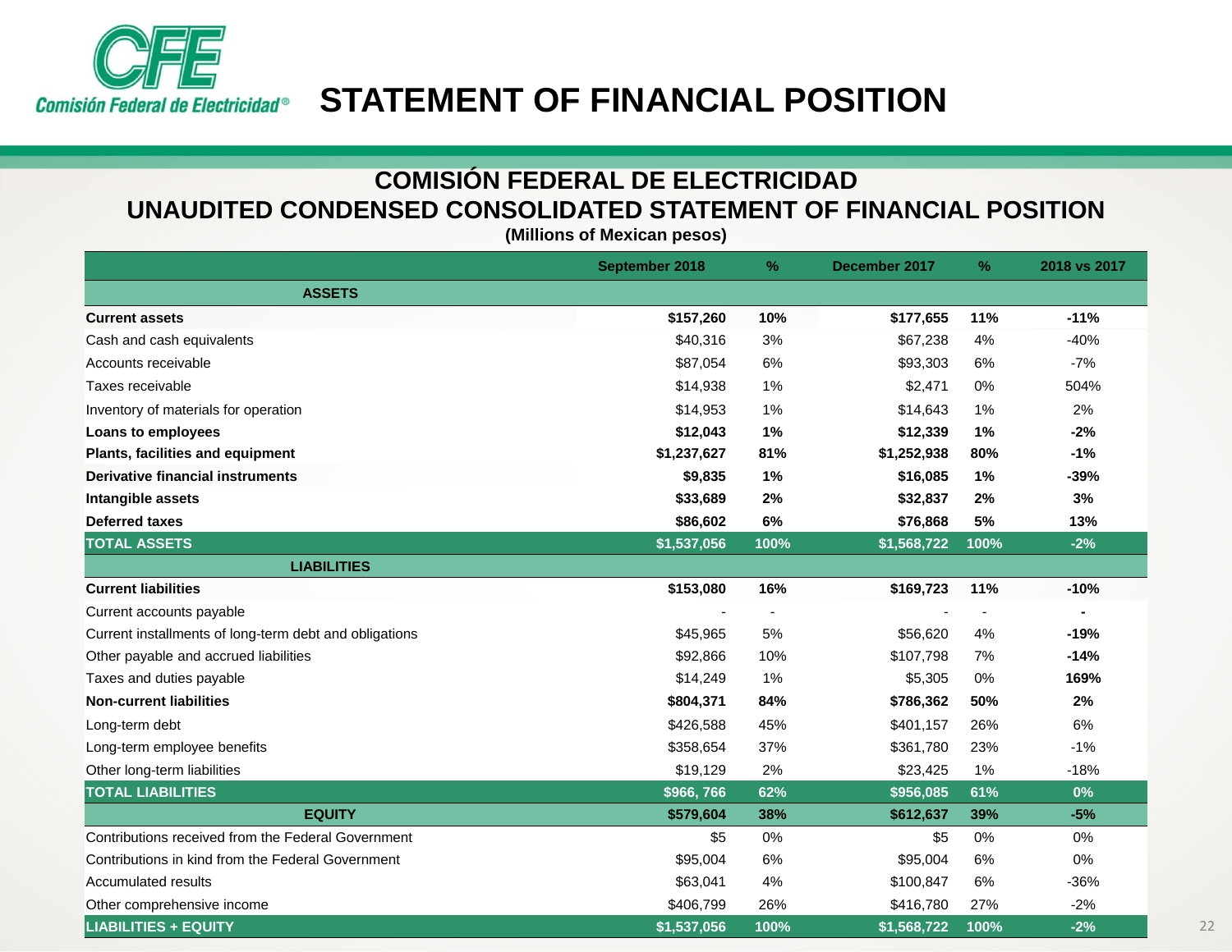# STATEMENT OF FINANCIAL POSITION

## COMISIÓN FEDERAL DE ELECTRICIDAD
## UNAUDITED CONDENSED CONSOLIDATED STATEMENT OF FINANCIAL POSITION

**(Millions of Mexican pesos)**

| | September 2018 | % | December 2017 | % | 2018 vs 2017 |
|---|---|---|---|---|---|
| **ASSETS** | | | | | |
| **Current assets** | **$157,260** | **10%** | **$177,655** | **11%** | **-11%** |
| Cash and cash equivalents | $40,316 | 3% | $67,238 | 4% | -40% |
| Accounts receivable | $87,054 | 6% | $93,303 | 6% | -7% |
| Taxes receivable | $14,938 | 1% | $2,471 | 0% | 504% |
| Inventory of materials for operation | $14,953 | 1% | $14,643 | 1% | 2% |
| **Loans to employees** | **$12,043** | **1%** | **$12,339** | **1%** | **-2%** |
| **Plants, facilities and equipment** | **$1,237,627** | **81%** | **$1,252,938** | **80%** | **-1%** |
| **Derivative financial instruments** | **$9,835** | **1%** | **$16,085** | **1%** | **-39%** |
| **Intangible assets** | **$33,689** | **2%** | **$32,837** | **2%** | **3%** |
| **Deferred taxes** | **$86,602** | **6%** | **$76,868** | **5%** | **13%** |
| **TOTAL ASSETS** | **$1,537,056** | **100%** | **$1,568,722** | **100%** | **-2%** |
| **LIABILITIES** | | | | | |
| **Current liabilities** | **$153,080** | **16%** | **$169,723** | **11%** | **-10%** |
| Current accounts payable | - | - | - | - | **-** |
| Current installments of long-term debt and obligations | $45,965 | 5% | $56,620 | 4% | **-19%** |
| Other payable and accrued liabilities | $92,866 | 10% | $107,798 | 7% | **-14%** |
| Taxes and duties payable | $14,249 | 1% | $5,305 | 0% | **169%** |
| **Non-current liabilities** | **$804,371** | **84%** | **$786,362** | **50%** | **2%** |
| Long-term debt | $426,588 | 45% | $401,157 | 26% | 6% |
| Long-term employee benefits | $358,654 | 37% | $361,780 | 23% | -1% |
| Other long-term liabilities | $19,129 | 2% | $23,425 | 1% | -18% |
| **TOTAL LIABILITIES** | **$966, 766** | **62%** | **$956,085** | **61%** | **0%** |
| **EQUITY** | **$579,604** | **38%** | **$612,637** | **39%** | **-5%** |
| Contributions received from the Federal Government | $5 | 0% | $5 | 0% | 0% |
| Contributions in kind from the Federal Government | $95,004 | 6% | $95,004 | 6% | 0% |
| Accumulated results | $63,041 | 4% | $100,847 | 6% | -36% |
| Other comprehensive income | $406,799 | 26% | $416,780 | 27% | -2% |
| **LIABILITIES + EQUITY** | **$1,537,056** | **100%** | **$1,568,722** | **100%** | **-2%** |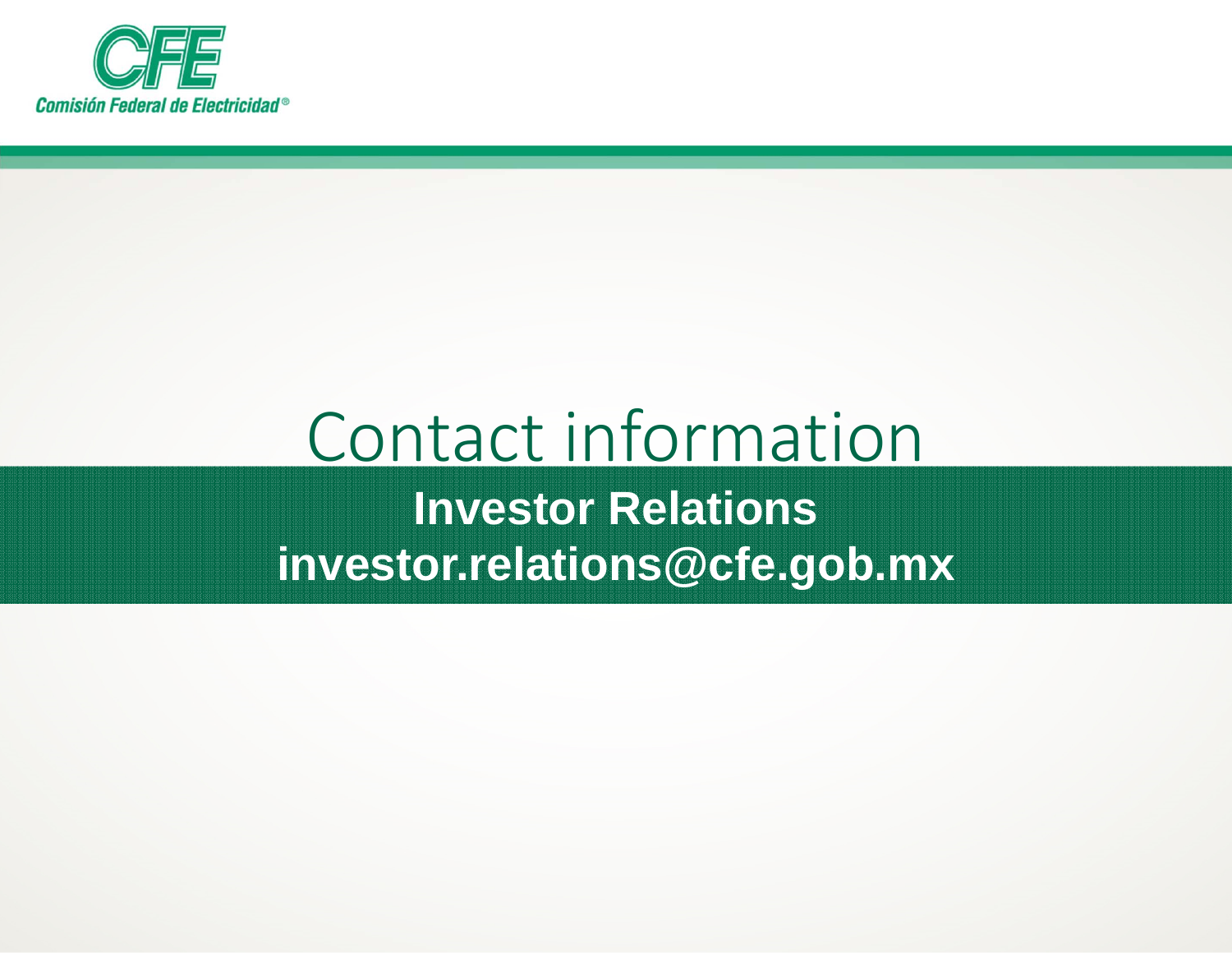Comisión Federal de Electricidad®

# Contact information

**Investor Relations**

**investor.relations@cfe.gob.mx**